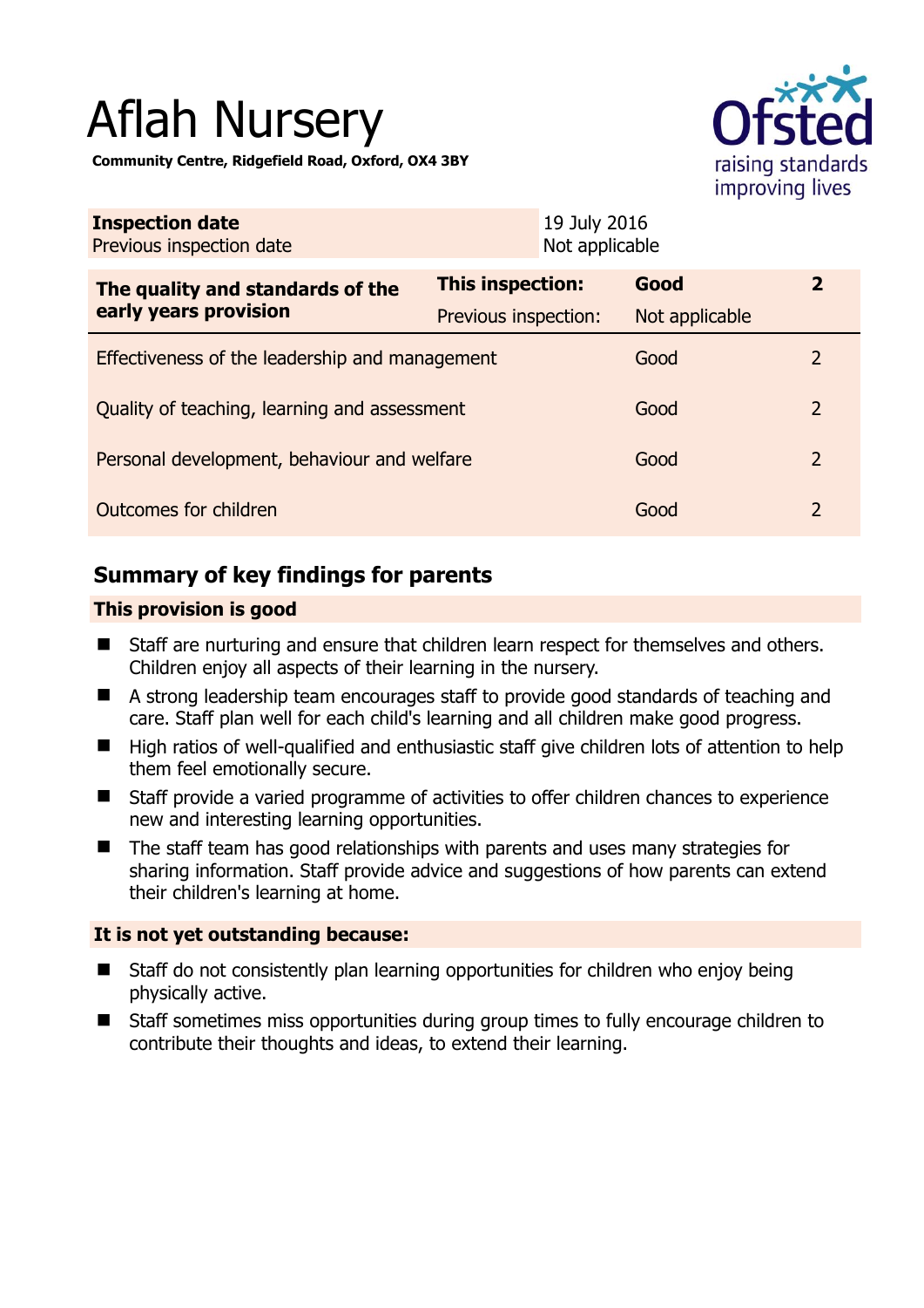# Aflah Nursery

**Community Centre, Ridgefield Road, Oxford, OX4 3BY**

| **Inspection date** | 19 July 2016 |
|---|---|
| Previous inspection date | Not applicable |

| **The quality and standards of the early years provision** | **This inspection:** | **Good** | **2** |
|---|---|---|---|
| | Previous inspection: | Not applicable | |
| Effectiveness of the leadership and management | | Good | 2 |
| Quality of teaching, learning and assessment | | Good | 2 |
| Personal development, behaviour and welfare | | Good | 2 |
| Outcomes for children | | Good | 2 |

## Summary of key findings for parents

### This provision is good

- Staff are nurturing and ensure that children learn respect for themselves and others. Children enjoy all aspects of their learning in the nursery.
- A strong leadership team encourages staff to provide good standards of teaching and care. Staff plan well for each child's learning and all children make good progress.
- High ratios of well-qualified and enthusiastic staff give children lots of attention to help them feel emotionally secure.
- Staff provide a varied programme of activities to offer children chances to experience new and interesting learning opportunities.
- The staff team has good relationships with parents and uses many strategies for sharing information. Staff provide advice and suggestions of how parents can extend their children's learning at home.

### It is not yet outstanding because:

- Staff do not consistently plan learning opportunities for children who enjoy being physically active.
- Staff sometimes miss opportunities during group times to fully encourage children to contribute their thoughts and ideas, to extend their learning.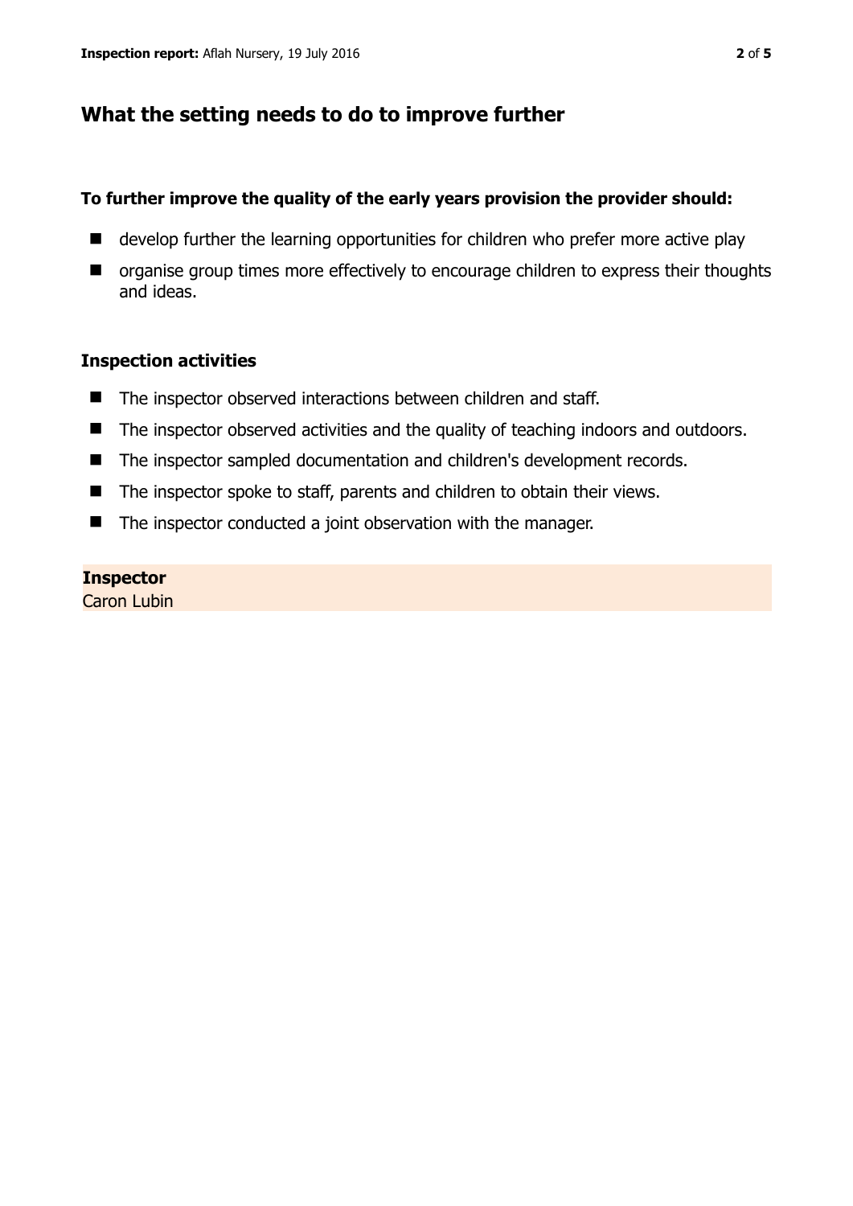## What the setting needs to do to improve further

**To further improve the quality of the early years provision the provider should:**

- develop further the learning opportunities for children who prefer more active play
- organise group times more effectively to encourage children to express their thoughts and ideas.

### Inspection activities

- The inspector observed interactions between children and staff.
- The inspector observed activities and the quality of teaching indoors and outdoors.
- The inspector sampled documentation and children's development records.
- The inspector spoke to staff, parents and children to obtain their views.
- The inspector conducted a joint observation with the manager.

**Inspector**

Caron Lubin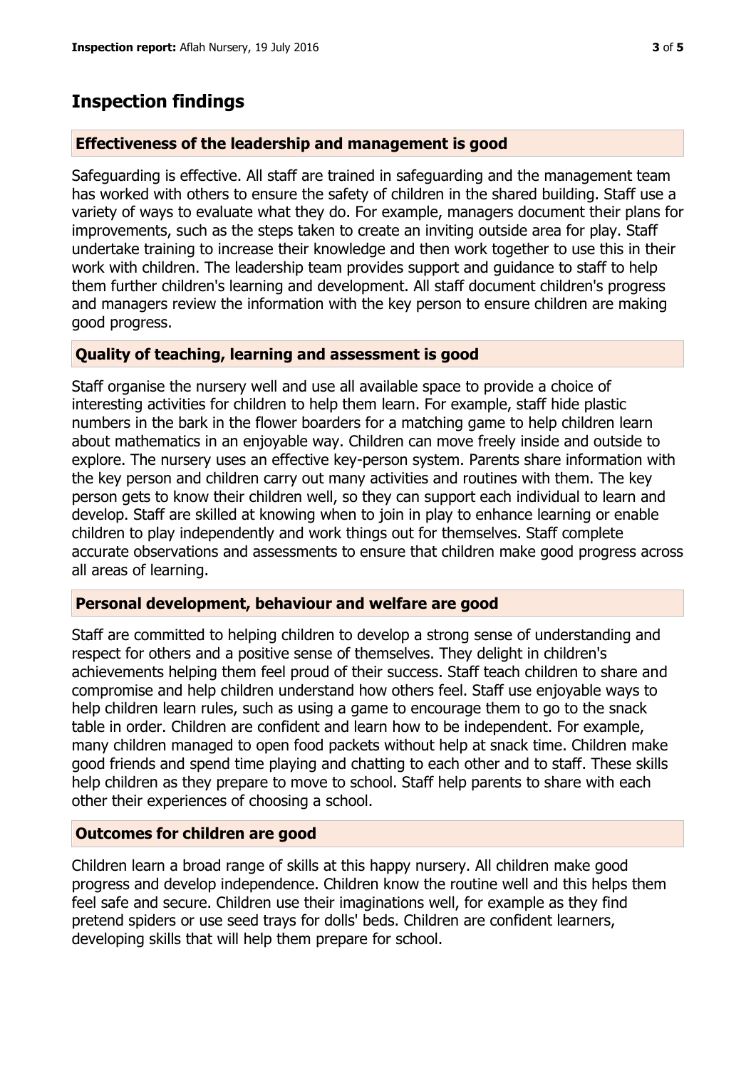## Inspection findings

### Effectiveness of the leadership and management is good

Safeguarding is effective. All staff are trained in safeguarding and the management team has worked with others to ensure the safety of children in the shared building. Staff use a variety of ways to evaluate what they do. For example, managers document their plans for improvements, such as the steps taken to create an inviting outside area for play. Staff undertake training to increase their knowledge and then work together to use this in their work with children. The leadership team provides support and guidance to staff to help them further children's learning and development. All staff document children's progress and managers review the information with the key person to ensure children are making good progress.

### Quality of teaching, learning and assessment is good

Staff organise the nursery well and use all available space to provide a choice of interesting activities for children to help them learn. For example, staff hide plastic numbers in the bark in the flower boarders for a matching game to help children learn about mathematics in an enjoyable way. Children can move freely inside and outside to explore. The nursery uses an effective key-person system. Parents share information with the key person and children carry out many activities and routines with them. The key person gets to know their children well, so they can support each individual to learn and develop. Staff are skilled at knowing when to join in play to enhance learning or enable children to play independently and work things out for themselves. Staff complete accurate observations and assessments to ensure that children make good progress across all areas of learning.

### Personal development, behaviour and welfare are good

Staff are committed to helping children to develop a strong sense of understanding and respect for others and a positive sense of themselves. They delight in children's achievements helping them feel proud of their success. Staff teach children to share and compromise and help children understand how others feel. Staff use enjoyable ways to help children learn rules, such as using a game to encourage them to go to the snack table in order. Children are confident and learn how to be independent. For example, many children managed to open food packets without help at snack time. Children make good friends and spend time playing and chatting to each other and to staff. These skills help children as they prepare to move to school. Staff help parents to share with each other their experiences of choosing a school.

### Outcomes for children are good

Children learn a broad range of skills at this happy nursery. All children make good progress and develop independence. Children know the routine well and this helps them feel safe and secure. Children use their imaginations well, for example as they find pretend spiders or use seed trays for dolls' beds. Children are confident learners, developing skills that will help them prepare for school.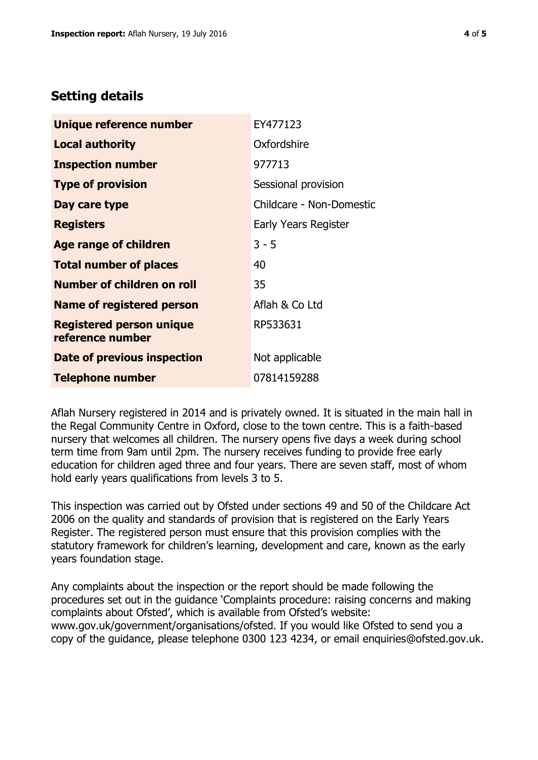## Setting details

| | |
|---|---|
| **Unique reference number** | EY477123 |
| **Local authority** | Oxfordshire |
| **Inspection number** | 977713 |
| **Type of provision** | Sessional provision |
| **Day care type** | Childcare - Non-Domestic |
| **Registers** | Early Years Register |
| **Age range of children** | 3 - 5 |
| **Total number of places** | 40 |
| **Number of children on roll** | 35 |
| **Name of registered person** | Aflah & Co Ltd |
| **Registered person unique reference number** | RP533631 |
| **Date of previous inspection** | Not applicable |
| **Telephone number** | 07814159288 |

Aflah Nursery registered in 2014 and is privately owned. It is situated in the main hall in the Regal Community Centre in Oxford, close to the town centre. This is a faith-based nursery that welcomes all children. The nursery opens five days a week during school term time from 9am until 2pm. The nursery receives funding to provide free early education for children aged three and four years. There are seven staff, most of whom hold early years qualifications from levels 3 to 5.

This inspection was carried out by Ofsted under sections 49 and 50 of the Childcare Act 2006 on the quality and standards of provision that is registered on the Early Years Register. The registered person must ensure that this provision complies with the statutory framework for children's learning, development and care, known as the early years foundation stage.

Any complaints about the inspection or the report should be made following the procedures set out in the guidance 'Complaints procedure: raising concerns and making complaints about Ofsted', which is available from Ofsted's website: www.gov.uk/government/organisations/ofsted. If you would like Ofsted to send you a copy of the guidance, please telephone 0300 123 4234, or email enquiries@ofsted.gov.uk.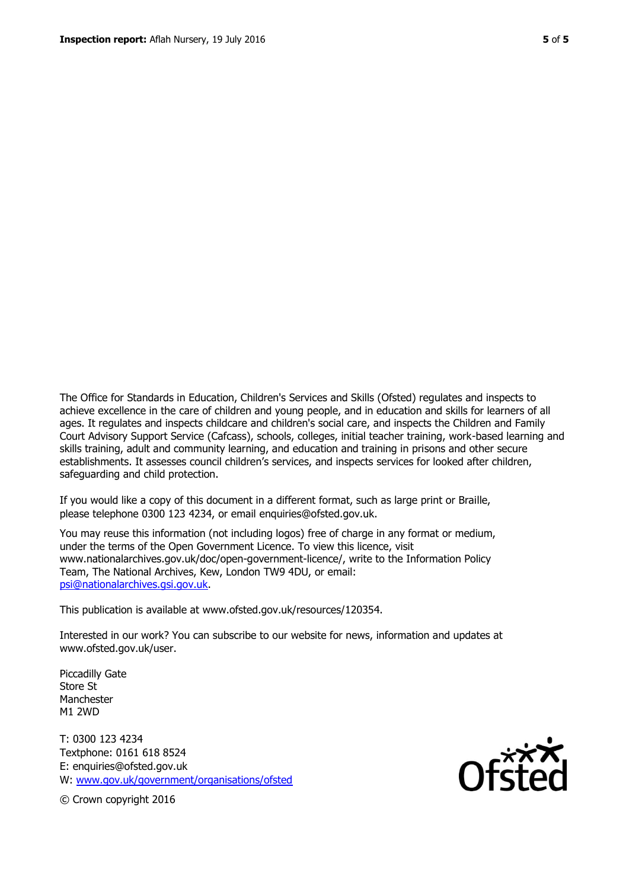The Office for Standards in Education, Children's Services and Skills (Ofsted) regulates and inspects to achieve excellence in the care of children and young people, and in education and skills for learners of all ages. It regulates and inspects childcare and children's social care, and inspects the Children and Family Court Advisory Support Service (Cafcass), schools, colleges, initial teacher training, work-based learning and skills training, adult and community learning, and education and training in prisons and other secure establishments. It assesses council children's services, and inspects services for looked after children, safeguarding and child protection.

If you would like a copy of this document in a different format, such as large print or Braille, please telephone 0300 123 4234, or email enquiries@ofsted.gov.uk.

You may reuse this information (not including logos) free of charge in any format or medium, under the terms of the Open Government Licence. To view this licence, visit www.nationalarchives.gov.uk/doc/open-government-licence/, write to the Information Policy Team, The National Archives, Kew, London TW9 4DU, or email: psi@nationalarchives.gsi.gov.uk.

This publication is available at www.ofsted.gov.uk/resources/120354.

Interested in our work? You can subscribe to our website for news, information and updates at www.ofsted.gov.uk/user.

Piccadilly Gate
Store St
Manchester
M1 2WD

T: 0300 123 4234
Textphone: 0161 618 8524
E: enquiries@ofsted.gov.uk
W: www.gov.uk/government/organisations/ofsted

© Crown copyright 2016